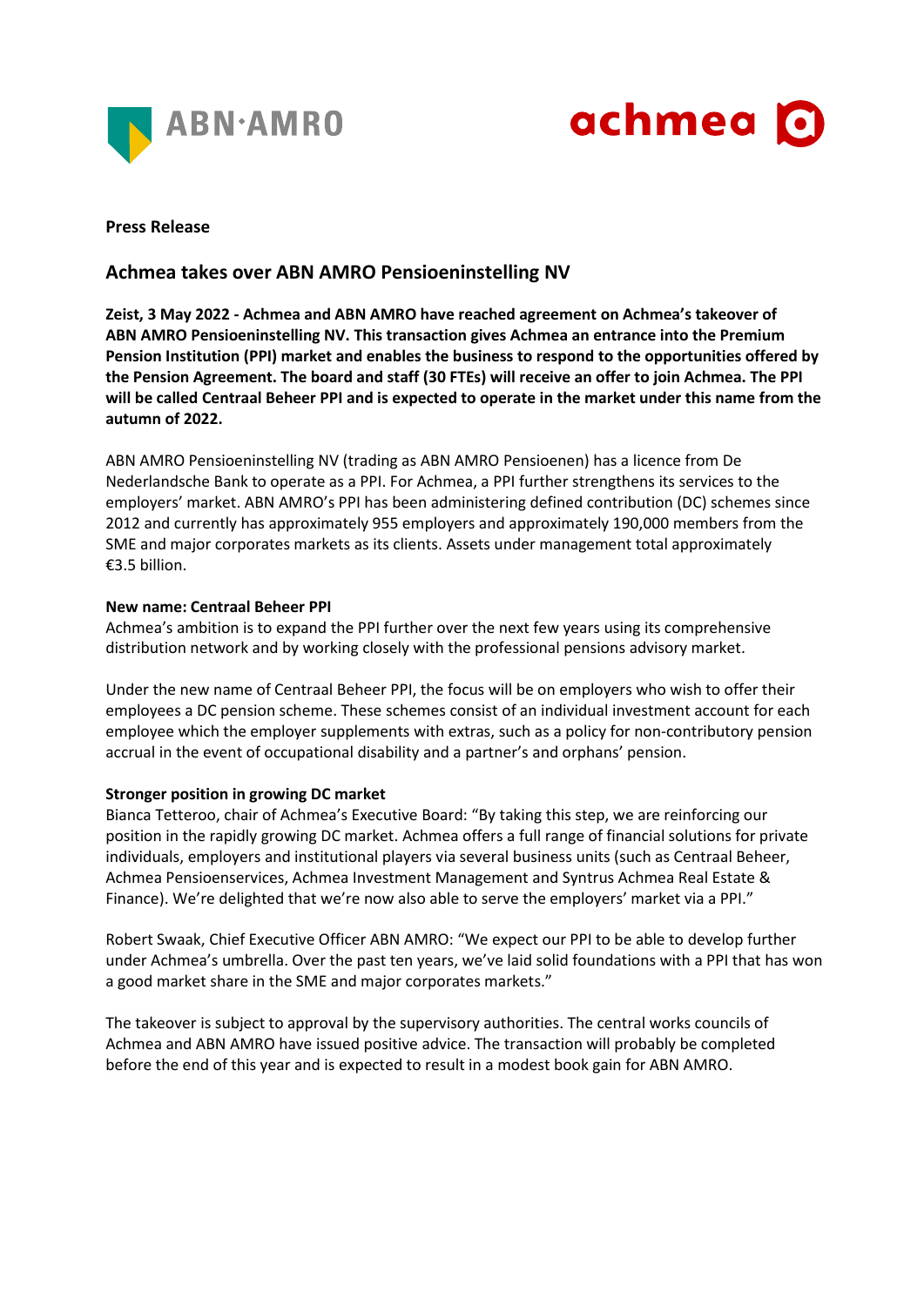**Press Release**

## Achmea takes over ABN AMRO Pensioeninstelling NV

**Zeist, 3 May 2022 - Achmea and ABN AMRO have reached agreement on Achmea's takeover of ABN AMRO Pensioeninstelling NV. This transaction gives Achmea an entrance into the Premium Pension Institution (PPI) market and enables the business to respond to the opportunities offered by the Pension Agreement. The board and staff (30 FTEs) will receive an offer to join Achmea. The PPI will be called Centraal Beheer PPI and is expected to operate in the market under this name from the autumn of 2022.**

ABN AMRO Pensioeninstelling NV (trading as ABN AMRO Pensioenen) has a licence from De Nederlandsche Bank to operate as a PPI. For Achmea, a PPI further strengthens its services to the employers' market. ABN AMRO's PPI has been administering defined contribution (DC) schemes since 2012 and currently has approximately 955 employers and approximately 190,000 members from the SME and major corporates markets as its clients. Assets under management total approximately €3.5 billion.

**New name: Centraal Beheer PPI**

Achmea's ambition is to expand the PPI further over the next few years using its comprehensive distribution network and by working closely with the professional pensions advisory market.

Under the new name of Centraal Beheer PPI, the focus will be on employers who wish to offer their employees a DC pension scheme. These schemes consist of an individual investment account for each employee which the employer supplements with extras, such as a policy for non-contributory pension accrual in the event of occupational disability and a partner's and orphans' pension.

**Stronger position in growing DC market**

Bianca Tetteroo, chair of Achmea's Executive Board: "By taking this step, we are reinforcing our position in the rapidly growing DC market. Achmea offers a full range of financial solutions for private individuals, employers and institutional players via several business units (such as Centraal Beheer, Achmea Pensioenservices, Achmea Investment Management and Syntrus Achmea Real Estate & Finance). We're delighted that we're now also able to serve the employers' market via a PPI."

Robert Swaak, Chief Executive Officer ABN AMRO: "We expect our PPI to be able to develop further under Achmea's umbrella. Over the past ten years, we've laid solid foundations with a PPI that has won a good market share in the SME and major corporates markets."

The takeover is subject to approval by the supervisory authorities. The central works councils of Achmea and ABN AMRO have issued positive advice. The transaction will probably be completed before the end of this year and is expected to result in a modest book gain for ABN AMRO.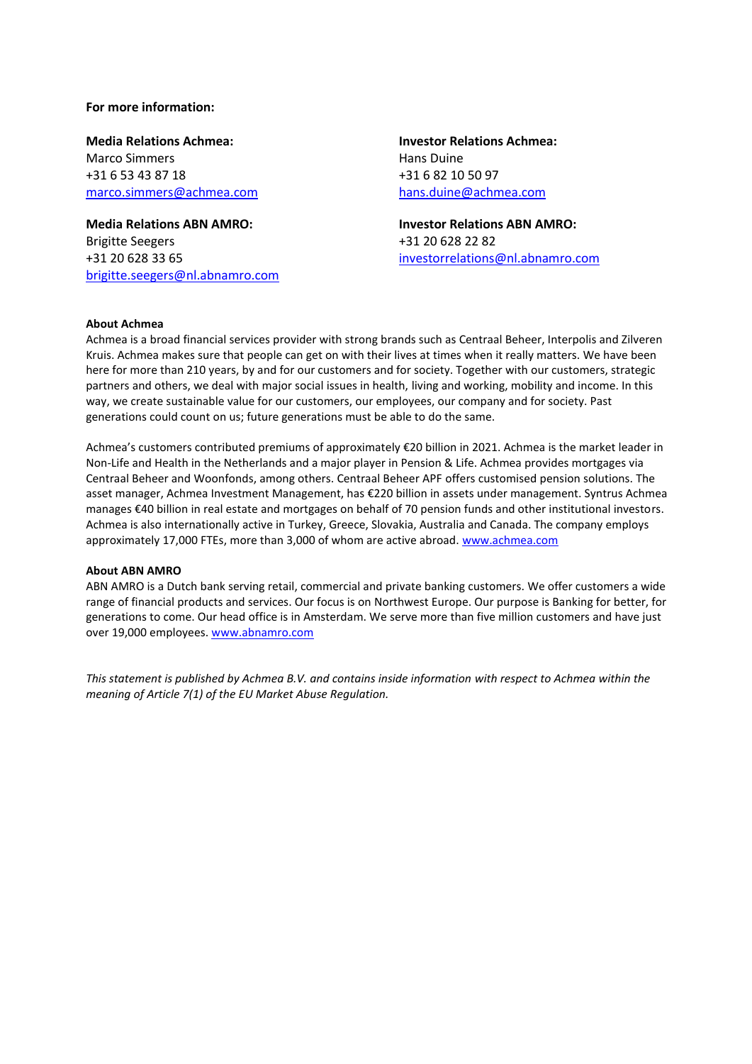**For more information:**

**Media Relations Achmea:**
Marco Simmers
+31 6 53 43 87 18
[marco.simmers@achmea.com](mailto:marco.simmers@achmea.com)

**Investor Relations Achmea:**
Hans Duine
+31 6 82 10 50 97
[hans.duine@achmea.com](mailto:hans.duine@achmea.com)

**Media Relations ABN AMRO:**
Brigitte Seegers
+31 20 628 33 65
[brigitte.seegers@nl.abnamro.com](mailto:brigitte.seegers@nl.abnamro.com)

**Investor Relations ABN AMRO:**
+31 20 628 22 82
[investorrelations@nl.abnamro.com](mailto:investorrelations@nl.abnamro.com)

**About Achmea**

Achmea is a broad financial services provider with strong brands such as Centraal Beheer, Interpolis and Zilveren Kruis. Achmea makes sure that people can get on with their lives at times when it really matters. We have been here for more than 210 years, by and for our customers and for society. Together with our customers, strategic partners and others, we deal with major social issues in health, living and working, mobility and income. In this way, we create sustainable value for our customers, our employees, our company and for society. Past generations could count on us; future generations must be able to do the same.

Achmea's customers contributed premiums of approximately €20 billion in 2021. Achmea is the market leader in Non-Life and Health in the Netherlands and a major player in Pension & Life. Achmea provides mortgages via Centraal Beheer and Woonfonds, among others. Centraal Beheer APF offers customised pension solutions. The asset manager, Achmea Investment Management, has €220 billion in assets under management. Syntrus Achmea manages €40 billion in real estate and mortgages on behalf of 70 pension funds and other institutional investors. Achmea is also internationally active in Turkey, Greece, Slovakia, Australia and Canada. The company employs approximately 17,000 FTEs, more than 3,000 of whom are active abroad. [www.achmea.com](http://www.achmea.com)

**About ABN AMRO**

ABN AMRO is a Dutch bank serving retail, commercial and private banking customers. We offer customers a wide range of financial products and services. Our focus is on Northwest Europe. Our purpose is Banking for better, for generations to come. Our head office is in Amsterdam. We serve more than five million customers and have just over 19,000 employees. [www.abnamro.com](http://www.abnamro.com)

*This statement is published by Achmea B.V. and contains inside information with respect to Achmea within the meaning of Article 7(1) of the EU Market Abuse Regulation.*